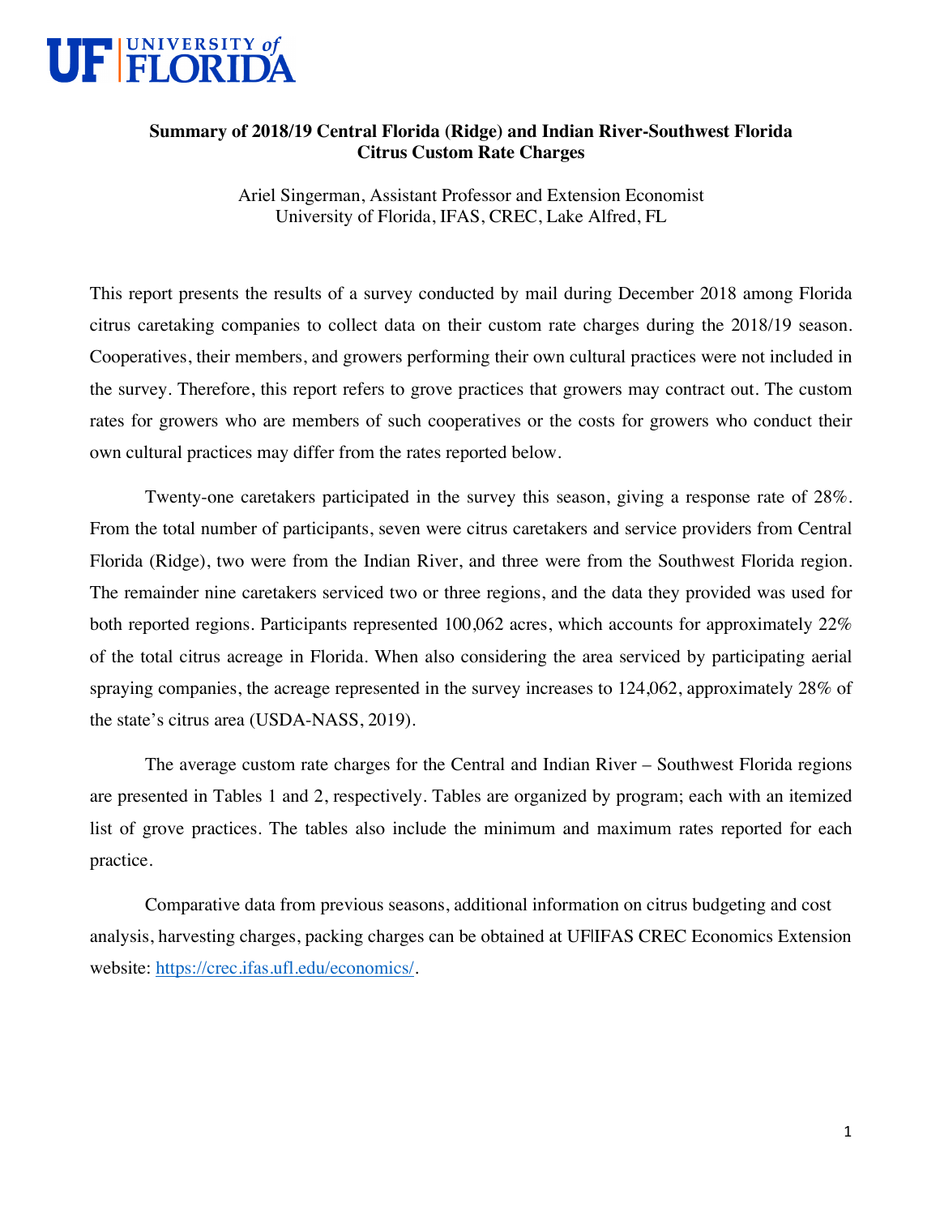# Summary of 2018/19 Central Florida (Ridge) and Indian River-Southwest Florida Citrus Custom Rate Charges

Ariel Singerman, Assistant Professor and Extension Economist
University of Florida, IFAS, CREC, Lake Alfred, FL

This report presents the results of a survey conducted by mail during December 2018 among Florida citrus caretaking companies to collect data on their custom rate charges during the 2018/19 season. Cooperatives, their members, and growers performing their own cultural practices were not included in the survey. Therefore, this report refers to grove practices that growers may contract out. The custom rates for growers who are members of such cooperatives or the costs for growers who conduct their own cultural practices may differ from the rates reported below.

Twenty-one caretakers participated in the survey this season, giving a response rate of 28%. From the total number of participants, seven were citrus caretakers and service providers from Central Florida (Ridge), two were from the Indian River, and three were from the Southwest Florida region. The remainder nine caretakers serviced two or three regions, and the data they provided was used for both reported regions. Participants represented 100,062 acres, which accounts for approximately 22% of the total citrus acreage in Florida. When also considering the area serviced by participating aerial spraying companies, the acreage represented in the survey increases to 124,062, approximately 28% of the state's citrus area (USDA-NASS, 2019).

The average custom rate charges for the Central and Indian River – Southwest Florida regions are presented in Tables 1 and 2, respectively. Tables are organized by program; each with an itemized list of grove practices. The tables also include the minimum and maximum rates reported for each practice.

Comparative data from previous seasons, additional information on citrus budgeting and cost analysis, harvesting charges, packing charges can be obtained at UF|IFAS CREC Economics Extension website: https://crec.ifas.ufl.edu/economics/.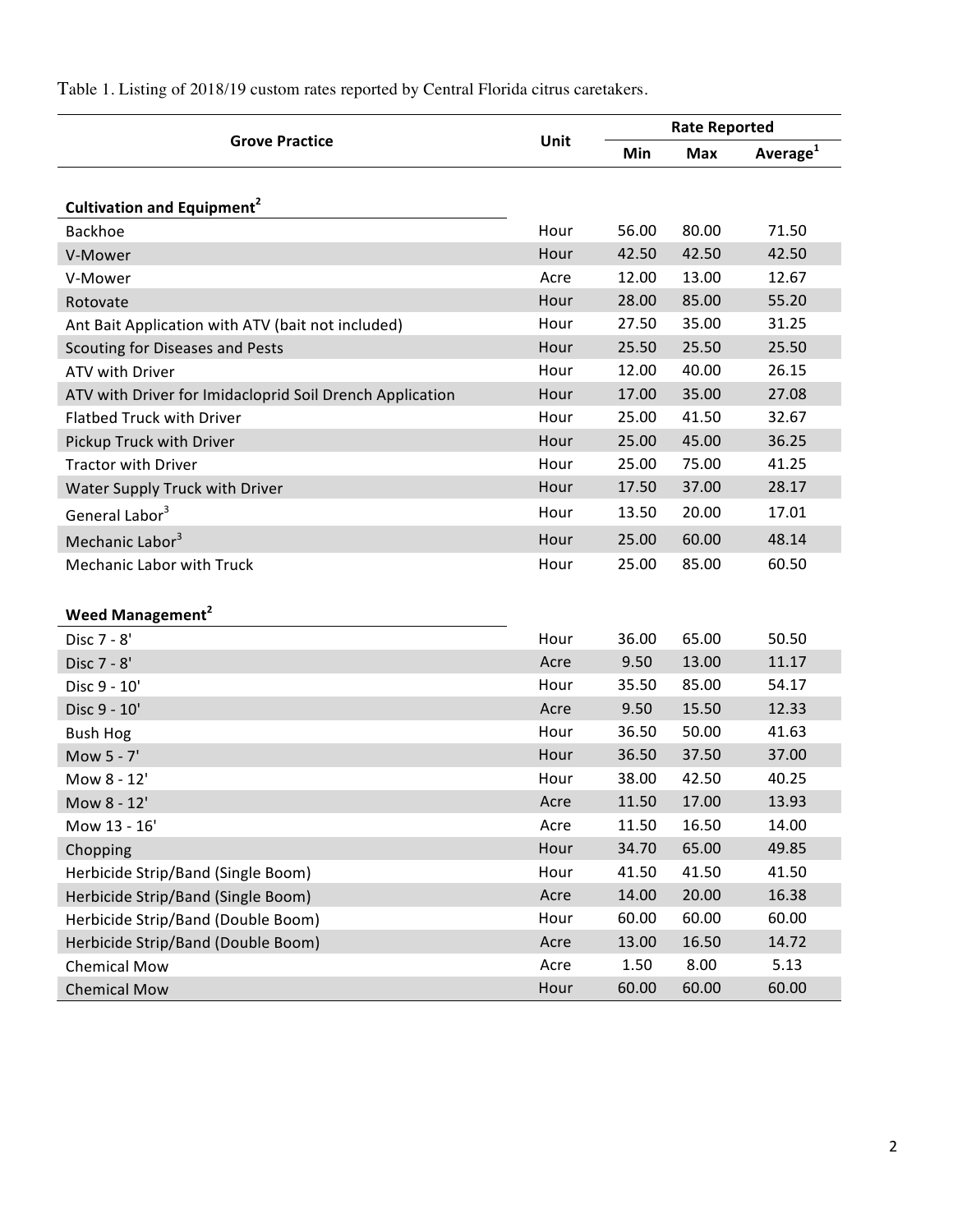Table 1. Listing of 2018/19 custom rates reported by Central Florida citrus caretakers.

| Grove Practice | Unit | Rate Reported | | |
|---|---|---|---|---|
| | | Min | Max | Average[1] |
| **Cultivation and Equipment[2]** | | | | |
| Backhoe | Hour | 56.00 | 80.00 | 71.50 |
| V-Mower | Hour | 42.50 | 42.50 | 42.50 |
| V-Mower | Acre | 12.00 | 13.00 | 12.67 |
| Rotovate | Hour | 28.00 | 85.00 | 55.20 |
| Ant Bait Application with ATV (bait not included) | Hour | 27.50 | 35.00 | 31.25 |
| Scouting for Diseases and Pests | Hour | 25.50 | 25.50 | 25.50 |
| ATV with Driver | Hour | 12.00 | 40.00 | 26.15 |
| ATV with Driver for Imidacloprid Soil Drench Application | Hour | 17.00 | 35.00 | 27.08 |
| Flatbed Truck with Driver | Hour | 25.00 | 41.50 | 32.67 |
| Pickup Truck with Driver | Hour | 25.00 | 45.00 | 36.25 |
| Tractor with Driver | Hour | 25.00 | 75.00 | 41.25 |
| Water Supply Truck with Driver | Hour | 17.50 | 37.00 | 28.17 |
| General Labor[3] | Hour | 13.50 | 20.00 | 17.01 |
| Mechanic Labor[3] | Hour | 25.00 | 60.00 | 48.14 |
| Mechanic Labor with Truck | Hour | 25.00 | 85.00 | 60.50 |
| **Weed Management[2]** | | | | |
| Disc 7 - 8' | Hour | 36.00 | 65.00 | 50.50 |
| Disc 7 - 8' | Acre | 9.50 | 13.00 | 11.17 |
| Disc 9 - 10' | Hour | 35.50 | 85.00 | 54.17 |
| Disc 9 - 10' | Acre | 9.50 | 15.50 | 12.33 |
| Bush Hog | Hour | 36.50 | 50.00 | 41.63 |
| Mow 5 - 7' | Hour | 36.50 | 37.50 | 37.00 |
| Mow 8 - 12' | Hour | 38.00 | 42.50 | 40.25 |
| Mow 8 - 12' | Acre | 11.50 | 17.00 | 13.93 |
| Mow 13 - 16' | Acre | 11.50 | 16.50 | 14.00 |
| Chopping | Hour | 34.70 | 65.00 | 49.85 |
| Herbicide Strip/Band (Single Boom) | Hour | 41.50 | 41.50 | 41.50 |
| Herbicide Strip/Band (Single Boom) | Acre | 14.00 | 20.00 | 16.38 |
| Herbicide Strip/Band (Double Boom) | Hour | 60.00 | 60.00 | 60.00 |
| Herbicide Strip/Band (Double Boom) | Acre | 13.00 | 16.50 | 14.72 |
| Chemical Mow | Acre | 1.50 | 8.00 | 5.13 |
| Chemical Mow | Hour | 60.00 | 60.00 | 60.00 |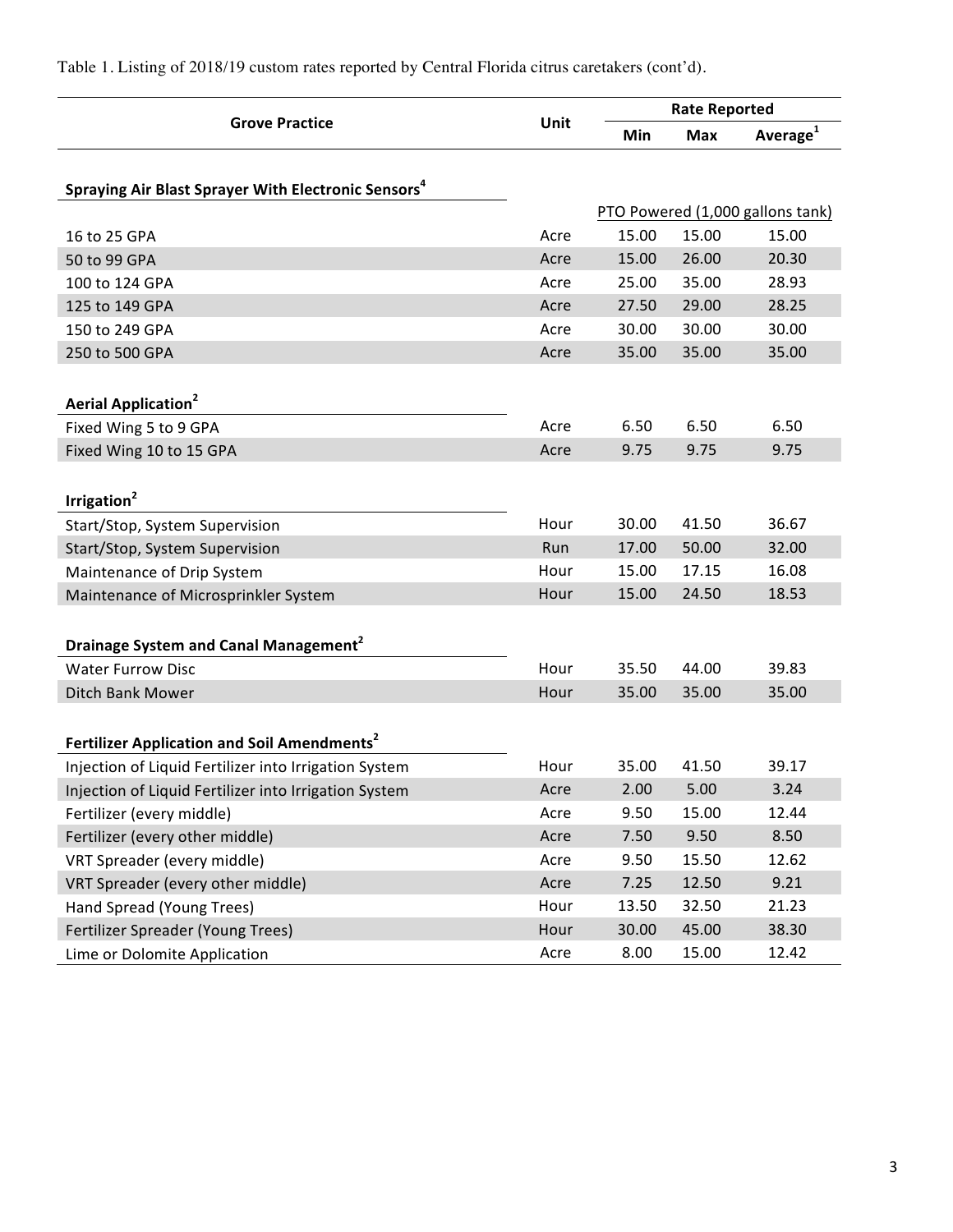Table 1. Listing of 2018/19 custom rates reported by Central Florida citrus caretakers (cont'd).

| Grove Practice | Unit | Rate Reported | | |
|---|---|---|---|---|
| | | Min | Max | Average[1] |
| **Spraying Air Blast Sprayer With Electronic Sensors[4]** | | | | |
| | | PTO Powered (1,000 gallons tank) | | |
| 16 to 25 GPA | Acre | 15.00 | 15.00 | 15.00 |
| 50 to 99 GPA | Acre | 15.00 | 26.00 | 20.30 |
| 100 to 124 GPA | Acre | 25.00 | 35.00 | 28.93 |
| 125 to 149 GPA | Acre | 27.50 | 29.00 | 28.25 |
| 150 to 249 GPA | Acre | 30.00 | 30.00 | 30.00 |
| 250 to 500 GPA | Acre | 35.00 | 35.00 | 35.00 |
| **Aerial Application[2]** | | | | |
| Fixed Wing 5 to 9 GPA | Acre | 6.50 | 6.50 | 6.50 |
| Fixed Wing 10 to 15 GPA | Acre | 9.75 | 9.75 | 9.75 |
| **Irrigation[2]** | | | | |
| Start/Stop, System Supervision | Hour | 30.00 | 41.50 | 36.67 |
| Start/Stop, System Supervision | Run | 17.00 | 50.00 | 32.00 |
| Maintenance of Drip System | Hour | 15.00 | 17.15 | 16.08 |
| Maintenance of Microsprinkler System | Hour | 15.00 | 24.50 | 18.53 |
| **Drainage System and Canal Management[2]** | | | | |
| Water Furrow Disc | Hour | 35.50 | 44.00 | 39.83 |
| Ditch Bank Mower | Hour | 35.00 | 35.00 | 35.00 |
| **Fertilizer Application and Soil Amendments[2]** | | | | |
| Injection of Liquid Fertilizer into Irrigation System | Hour | 35.00 | 41.50 | 39.17 |
| Injection of Liquid Fertilizer into Irrigation System | Acre | 2.00 | 5.00 | 3.24 |
| Fertilizer (every middle) | Acre | 9.50 | 15.00 | 12.44 |
| Fertilizer (every other middle) | Acre | 7.50 | 9.50 | 8.50 |
| VRT Spreader (every middle) | Acre | 9.50 | 15.50 | 12.62 |
| VRT Spreader (every other middle) | Acre | 7.25 | 12.50 | 9.21 |
| Hand Spread (Young Trees) | Hour | 13.50 | 32.50 | 21.23 |
| Fertilizer Spreader (Young Trees) | Hour | 30.00 | 45.00 | 38.30 |
| Lime or Dolomite Application | Acre | 8.00 | 15.00 | 12.42 |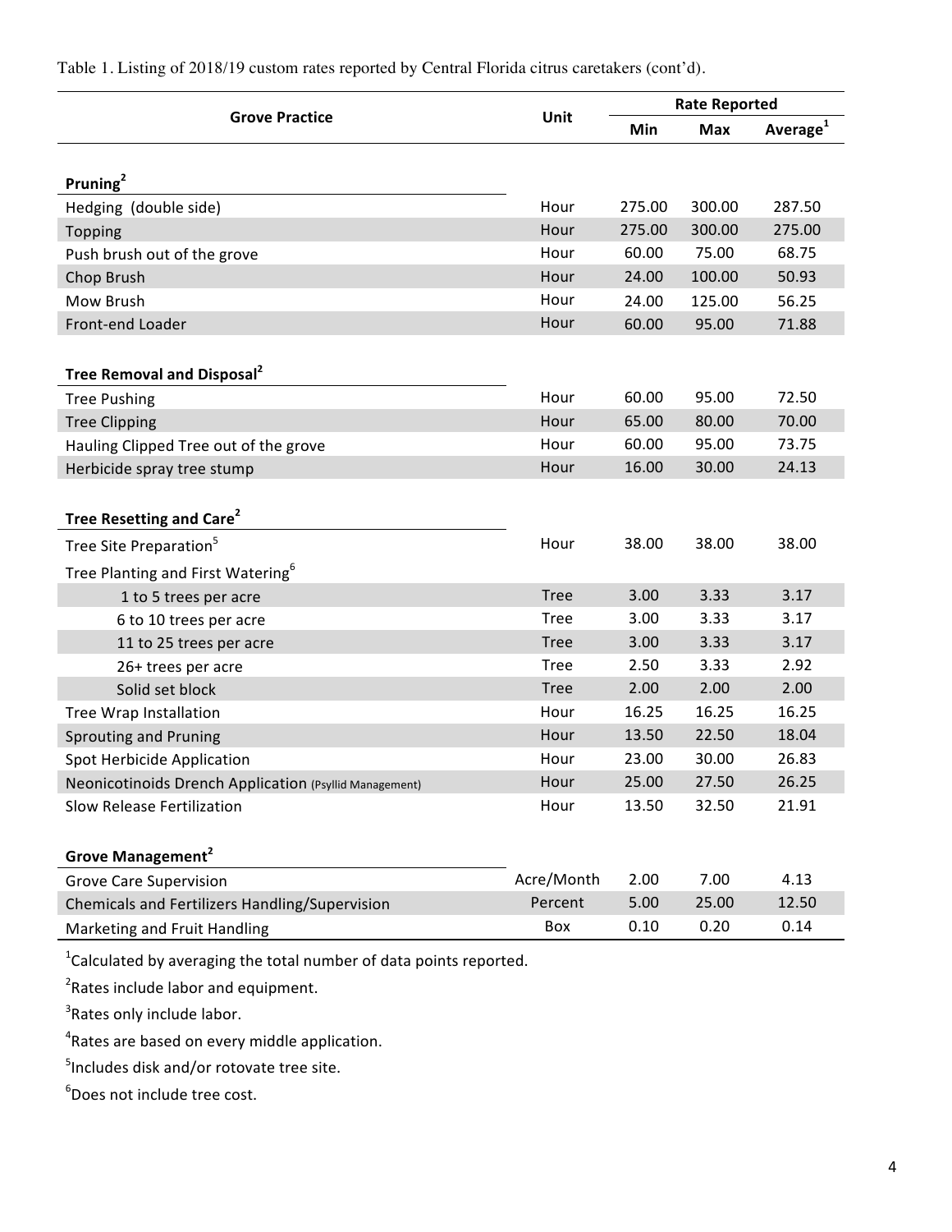Table 1. Listing of 2018/19 custom rates reported by Central Florida citrus caretakers (cont'd).

| Grove Practice | Unit | Rate Reported | | |
|---|---|---|---|---|
| | | Min | Max | Average[1] |
| **Pruning[2]** | | | | |
| Hedging (double side) | Hour | 275.00 | 300.00 | 287.50 |
| Topping | Hour | 275.00 | 300.00 | 275.00 |
| Push brush out of the grove | Hour | 60.00 | 75.00 | 68.75 |
| Chop Brush | Hour | 24.00 | 100.00 | 50.93 |
| Mow Brush | Hour | 24.00 | 125.00 | 56.25 |
| Front-end Loader | Hour | 60.00 | 95.00 | 71.88 |
| **Tree Removal and Disposal[2]** | | | | |
| Tree Pushing | Hour | 60.00 | 95.00 | 72.50 |
| Tree Clipping | Hour | 65.00 | 80.00 | 70.00 |
| Hauling Clipped Tree out of the grove | Hour | 60.00 | 95.00 | 73.75 |
| Herbicide spray tree stump | Hour | 16.00 | 30.00 | 24.13 |
| **Tree Resetting and Care[2]** | | | | |
| Tree Site Preparation[5] | Hour | 38.00 | 38.00 | 38.00 |
| Tree Planting and First Watering[6] | | | | |
| 1 to 5 trees per acre | Tree | 3.00 | 3.33 | 3.17 |
| 6 to 10 trees per acre | Tree | 3.00 | 3.33 | 3.17 |
| 11 to 25 trees per acre | Tree | 3.00 | 3.33 | 3.17 |
| 26+ trees per acre | Tree | 2.50 | 3.33 | 2.92 |
| Solid set block | Tree | 2.00 | 2.00 | 2.00 |
| Tree Wrap Installation | Hour | 16.25 | 16.25 | 16.25 |
| Sprouting and Pruning | Hour | 13.50 | 22.50 | 18.04 |
| Spot Herbicide Application | Hour | 23.00 | 30.00 | 26.83 |
| Neonicotinoids Drench Application (Psyllid Management) | Hour | 25.00 | 27.50 | 26.25 |
| Slow Release Fertilization | Hour | 13.50 | 32.50 | 21.91 |
| **Grove Management[2]** | | | | |
| Grove Care Supervision | Acre/Month | 2.00 | 7.00 | 4.13 |
| Chemicals and Fertilizers Handling/Supervision | Percent | 5.00 | 25.00 | 12.50 |
| Marketing and Fruit Handling | Box | 0.10 | 0.20 | 0.14 |

[1]Calculated by averaging the total number of data points reported.

[2]Rates include labor and equipment.

[3]Rates only include labor.

[4]Rates are based on every middle application.

[5]Includes disk and/or rotovate tree site.

[6]Does not include tree cost.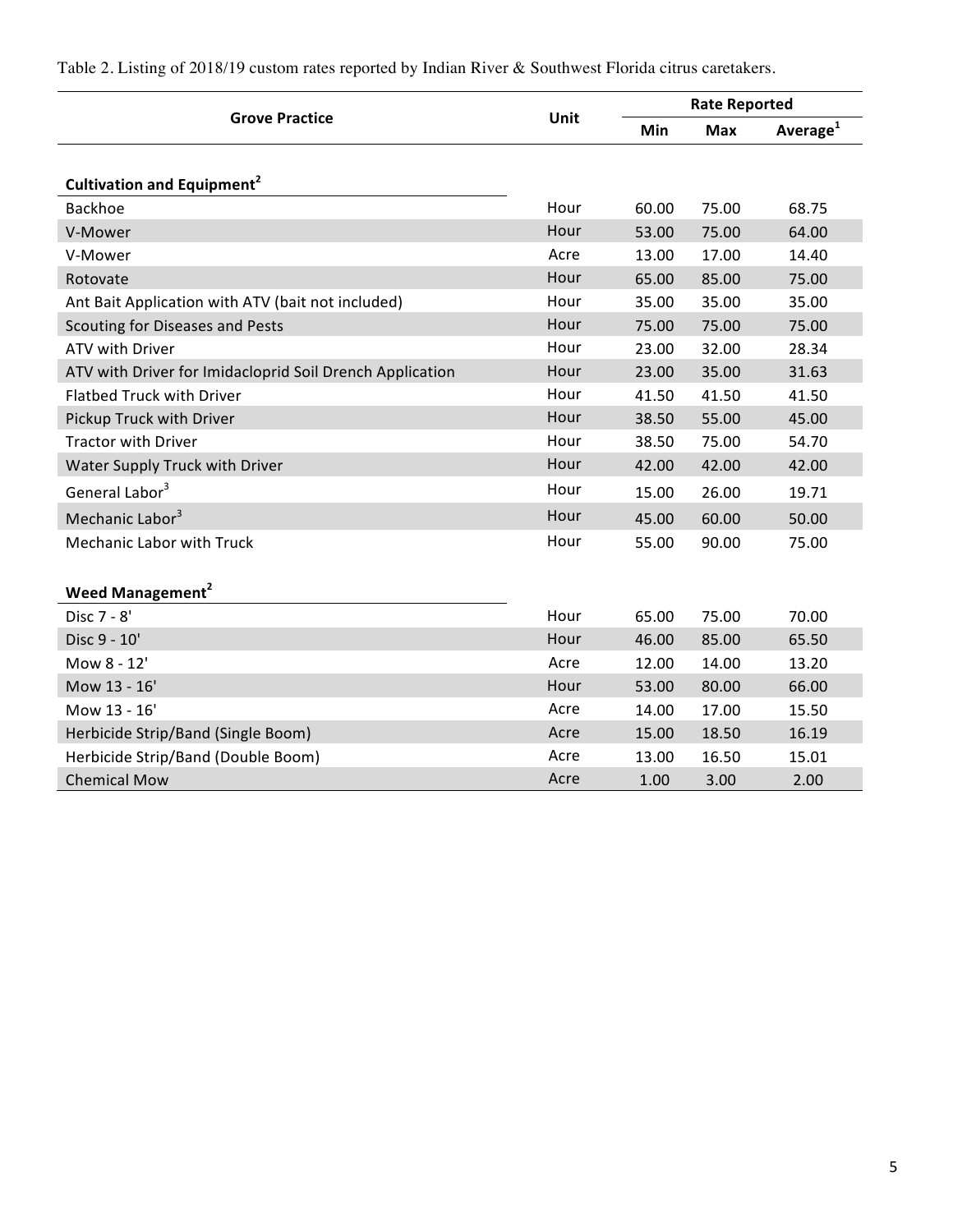Table 2. Listing of 2018/19 custom rates reported by Indian River & Southwest Florida citrus caretakers.

| Grove Practice | Unit | Rate Reported | | |
|---|---|---|---|---|
| | | Min | Max | Average[1] |
| **Cultivation and Equipment[2]** | | | | |
| Backhoe | Hour | 60.00 | 75.00 | 68.75 |
| V-Mower | Hour | 53.00 | 75.00 | 64.00 |
| V-Mower | Acre | 13.00 | 17.00 | 14.40 |
| Rotovate | Hour | 65.00 | 85.00 | 75.00 |
| Ant Bait Application with ATV (bait not included) | Hour | 35.00 | 35.00 | 35.00 |
| Scouting for Diseases and Pests | Hour | 75.00 | 75.00 | 75.00 |
| ATV with Driver | Hour | 23.00 | 32.00 | 28.34 |
| ATV with Driver for Imidacloprid Soil Drench Application | Hour | 23.00 | 35.00 | 31.63 |
| Flatbed Truck with Driver | Hour | 41.50 | 41.50 | 41.50 |
| Pickup Truck with Driver | Hour | 38.50 | 55.00 | 45.00 |
| Tractor with Driver | Hour | 38.50 | 75.00 | 54.70 |
| Water Supply Truck with Driver | Hour | 42.00 | 42.00 | 42.00 |
| General Labor[3] | Hour | 15.00 | 26.00 | 19.71 |
| Mechanic Labor[3] | Hour | 45.00 | 60.00 | 50.00 |
| Mechanic Labor with Truck | Hour | 55.00 | 90.00 | 75.00 |
| **Weed Management[2]** | | | | |
| Disc 7 - 8' | Hour | 65.00 | 75.00 | 70.00 |
| Disc 9 - 10' | Hour | 46.00 | 85.00 | 65.50 |
| Mow 8 - 12' | Acre | 12.00 | 14.00 | 13.20 |
| Mow 13 - 16' | Hour | 53.00 | 80.00 | 66.00 |
| Mow 13 - 16' | Acre | 14.00 | 17.00 | 15.50 |
| Herbicide Strip/Band (Single Boom) | Acre | 15.00 | 18.50 | 16.19 |
| Herbicide Strip/Band (Double Boom) | Acre | 13.00 | 16.50 | 15.01 |
| Chemical Mow | Acre | 1.00 | 3.00 | 2.00 |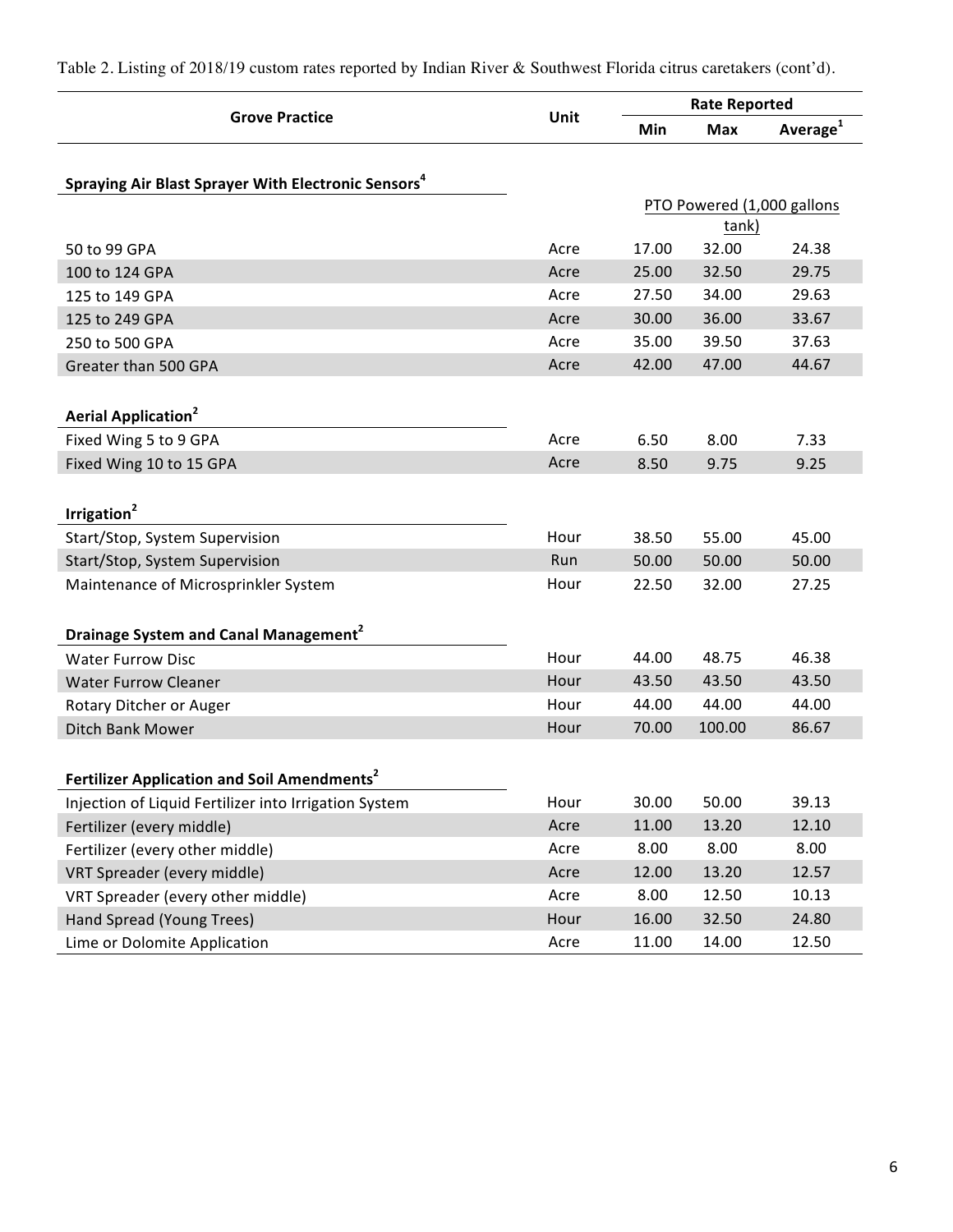Table 2. Listing of 2018/19 custom rates reported by Indian River & Southwest Florida citrus caretakers (cont'd).

| Grove Practice | Unit | Rate Reported | | |
|---|---|---|---|---|
| | | Min | Max | Average[1] |
| **Spraying Air Blast Sprayer With Electronic Sensors[4]** | | | | |
| | | PTO Powered (1,000 gallons tank) | | |
| 50 to 99 GPA | Acre | 17.00 | 32.00 | 24.38 |
| 100 to 124 GPA | Acre | 25.00 | 32.50 | 29.75 |
| 125 to 149 GPA | Acre | 27.50 | 34.00 | 29.63 |
| 125 to 249 GPA | Acre | 30.00 | 36.00 | 33.67 |
| 250 to 500 GPA | Acre | 35.00 | 39.50 | 37.63 |
| Greater than 500 GPA | Acre | 42.00 | 47.00 | 44.67 |
| **Aerial Application[2]** | | | | |
| Fixed Wing 5 to 9 GPA | Acre | 6.50 | 8.00 | 7.33 |
| Fixed Wing 10 to 15 GPA | Acre | 8.50 | 9.75 | 9.25 |
| **Irrigation[2]** | | | | |
| Start/Stop, System Supervision | Hour | 38.50 | 55.00 | 45.00 |
| Start/Stop, System Supervision | Run | 50.00 | 50.00 | 50.00 |
| Maintenance of Microsprinkler System | Hour | 22.50 | 32.00 | 27.25 |
| **Drainage System and Canal Management[2]** | | | | |
| Water Furrow Disc | Hour | 44.00 | 48.75 | 46.38 |
| Water Furrow Cleaner | Hour | 43.50 | 43.50 | 43.50 |
| Rotary Ditcher or Auger | Hour | 44.00 | 44.00 | 44.00 |
| Ditch Bank Mower | Hour | 70.00 | 100.00 | 86.67 |
| **Fertilizer Application and Soil Amendments[2]** | | | | |
| Injection of Liquid Fertilizer into Irrigation System | Hour | 30.00 | 50.00 | 39.13 |
| Fertilizer (every middle) | Acre | 11.00 | 13.20 | 12.10 |
| Fertilizer (every other middle) | Acre | 8.00 | 8.00 | 8.00 |
| VRT Spreader (every middle) | Acre | 12.00 | 13.20 | 12.57 |
| VRT Spreader (every other middle) | Acre | 8.00 | 12.50 | 10.13 |
| Hand Spread (Young Trees) | Hour | 16.00 | 32.50 | 24.80 |
| Lime or Dolomite Application | Acre | 11.00 | 14.00 | 12.50 |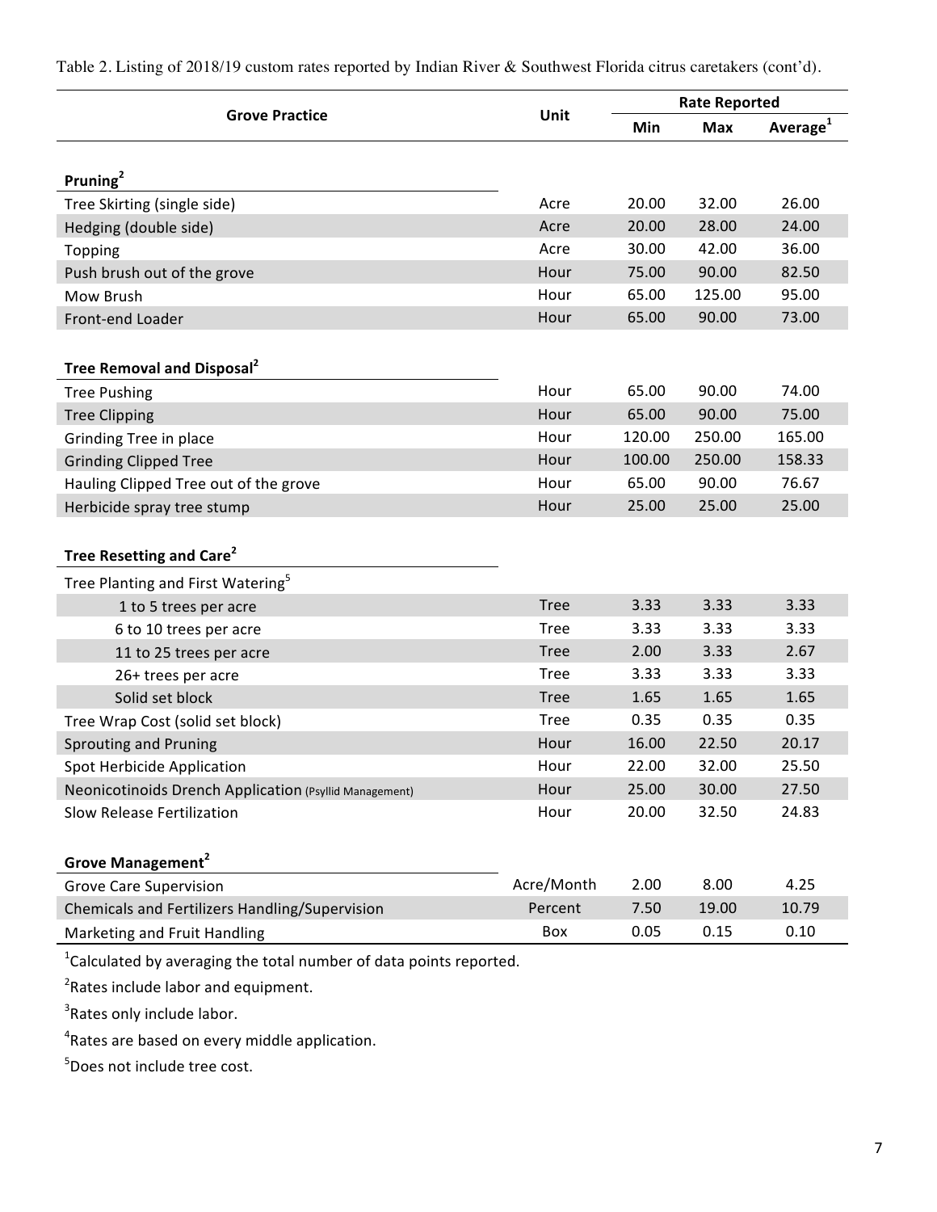Table 2. Listing of 2018/19 custom rates reported by Indian River & Southwest Florida citrus caretakers (cont'd).

| Grove Practice | Unit | Rate Reported | | |
|---|---|---|---|---|
| | | Min | Max | Average[1] |
| **Pruning[2]** | | | | |
| Tree Skirting (single side) | Acre | 20.00 | 32.00 | 26.00 |
| Hedging (double side) | Acre | 20.00 | 28.00 | 24.00 |
| Topping | Acre | 30.00 | 42.00 | 36.00 |
| Push brush out of the grove | Hour | 75.00 | 90.00 | 82.50 |
| Mow Brush | Hour | 65.00 | 125.00 | 95.00 |
| Front-end Loader | Hour | 65.00 | 90.00 | 73.00 |
| **Tree Removal and Disposal[2]** | | | | |
| Tree Pushing | Hour | 65.00 | 90.00 | 74.00 |
| Tree Clipping | Hour | 65.00 | 90.00 | 75.00 |
| Grinding Tree in place | Hour | 120.00 | 250.00 | 165.00 |
| Grinding Clipped Tree | Hour | 100.00 | 250.00 | 158.33 |
| Hauling Clipped Tree out of the grove | Hour | 65.00 | 90.00 | 76.67 |
| Herbicide spray tree stump | Hour | 25.00 | 25.00 | 25.00 |
| **Tree Resetting and Care[2]** | | | | |
| Tree Planting and First Watering[5] | | | | |
| 1 to 5 trees per acre | Tree | 3.33 | 3.33 | 3.33 |
| 6 to 10 trees per acre | Tree | 3.33 | 3.33 | 3.33 |
| 11 to 25 trees per acre | Tree | 2.00 | 3.33 | 2.67 |
| 26+ trees per acre | Tree | 3.33 | 3.33 | 3.33 |
| Solid set block | Tree | 1.65 | 1.65 | 1.65 |
| Tree Wrap Cost (solid set block) | Tree | 0.35 | 0.35 | 0.35 |
| Sprouting and Pruning | Hour | 16.00 | 22.50 | 20.17 |
| Spot Herbicide Application | Hour | 22.00 | 32.00 | 25.50 |
| Neonicotinoids Drench Application (Psyllid Management) | Hour | 25.00 | 30.00 | 27.50 |
| Slow Release Fertilization | Hour | 20.00 | 32.50 | 24.83 |
| **Grove Management[2]** | | | | |
| Grove Care Supervision | Acre/Month | 2.00 | 8.00 | 4.25 |
| Chemicals and Fertilizers Handling/Supervision | Percent | 7.50 | 19.00 | 10.79 |
| Marketing and Fruit Handling | Box | 0.05 | 0.15 | 0.10 |

[1]Calculated by averaging the total number of data points reported.

[2]Rates include labor and equipment.

[3]Rates only include labor.

[4]Rates are based on every middle application.

[5]Does not include tree cost.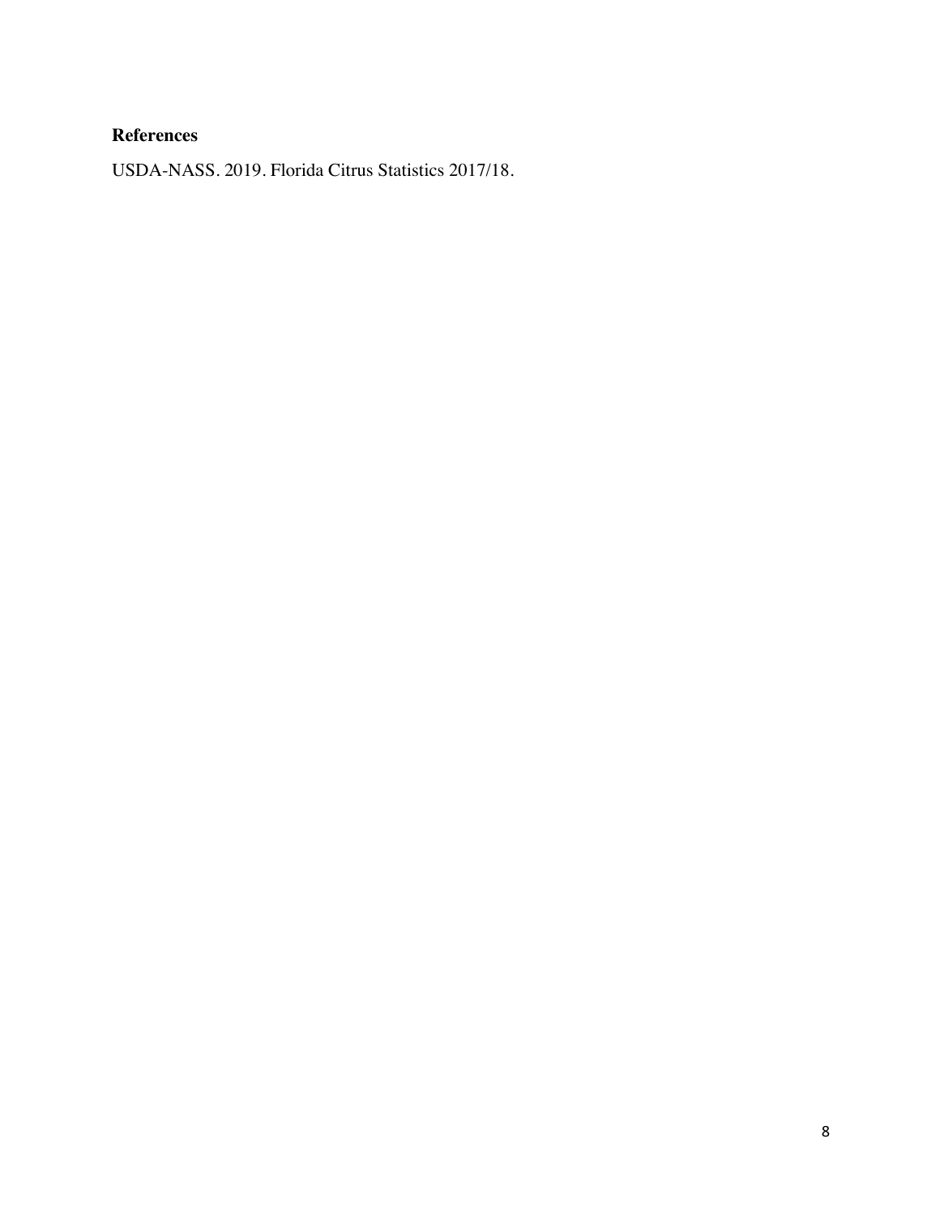## References

USDA-NASS. 2019. Florida Citrus Statistics 2017/18.